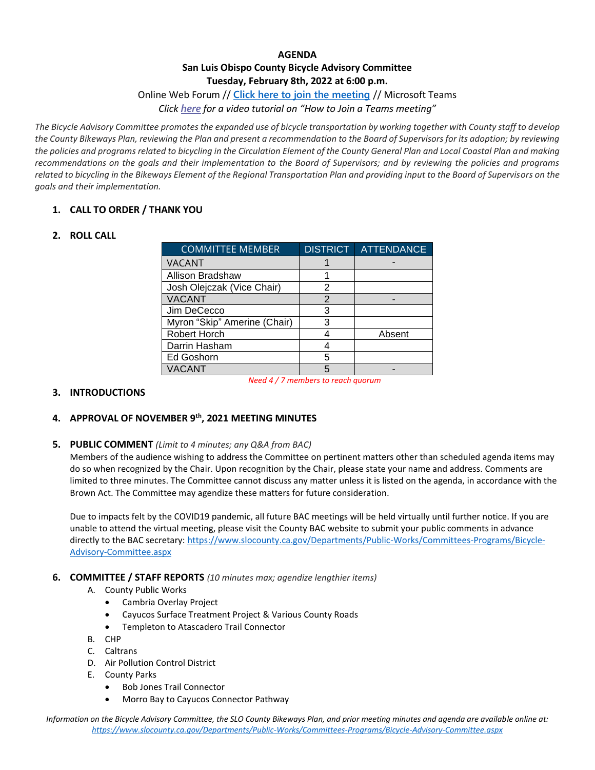# AGENDA

## San Luis Obispo County Bicycle Advisory Committee

## Tuesday, February 8th, 2022 at 6:00 p.m.

Online Web Forum // [Click here to join the meeting] // Microsoft Teams

*Click [here] for a video tutorial on "How to Join a Teams meeting"*

*The Bicycle Advisory Committee promotes the expanded use of bicycle transportation by working together with County staff to develop the County Bikeways Plan, reviewing the Plan and present a recommendation to the Board of Supervisors for its adoption; by reviewing the policies and programs related to bicycling in the Circulation Element of the County General Plan and Local Coastal Plan and making recommendations on the goals and their implementation to the Board of Supervisors; and by reviewing the policies and programs related to bicycling in the Bikeways Element of the Regional Transportation Plan and providing input to the Board of Supervisors on the goals and their implementation.*

1. **CALL TO ORDER / THANK YOU**

2. **ROLL CALL**

| COMMITTEE MEMBER | DISTRICT | ATTENDANCE |
|---|---|---|
| VACANT | 1 | - |
| Allison Bradshaw | 1 | |
| Josh Olejczak (Vice Chair) | 2 | |
| VACANT | 2 | - |
| Jim DeCecco | 3 | |
| Myron "Skip" Amerine (Chair) | 3 | |
| Robert Horch | 4 | Absent |
| Darrin Hasham | 4 | |
| Ed Goshorn | 5 | |
| VACANT | 5 | - |

*Need 4 / 7 members to reach quorum*

3. **INTRODUCTIONS**

4. **APPROVAL OF NOVEMBER 9th, 2021 MEETING MINUTES**

5. **PUBLIC COMMENT** *(Limit to 4 minutes; any Q&A from BAC)*

   Members of the audience wishing to address the Committee on pertinent matters other than scheduled agenda items may do so when recognized by the Chair. Upon recognition by the Chair, please state your name and address. Comments are limited to three minutes. The Committee cannot discuss any matter unless it is listed on the agenda, in accordance with the Brown Act. The Committee may agendize these matters for future consideration.

   Due to impacts felt by the COVID19 pandemic, all future BAC meetings will be held virtually until further notice. If you are unable to attend the virtual meeting, please visit the County BAC website to submit your public comments in advance directly to the BAC secretary: https://www.slocounty.ca.gov/Departments/Public-Works/Committees-Programs/Bicycle-Advisory-Committee.aspx

6. **COMMITTEE / STAFF REPORTS** *(10 minutes max; agendize lengthier items)*
   - A. County Public Works
     - Cambria Overlay Project
     - Cayucos Surface Treatment Project & Various County Roads
     - Templeton to Atascadero Trail Connector
   - B. CHP
   - C. Caltrans
   - D. Air Pollution Control District
   - E. County Parks
     - Bob Jones Trail Connector
     - Morro Bay to Cayucos Connector Pathway

*Information on the Bicycle Advisory Committee, the SLO County Bikeways Plan, and prior meeting minutes and agenda are available online at: https://www.slocounty.ca.gov/Departments/Public-Works/Committees-Programs/Bicycle-Advisory-Committee.aspx*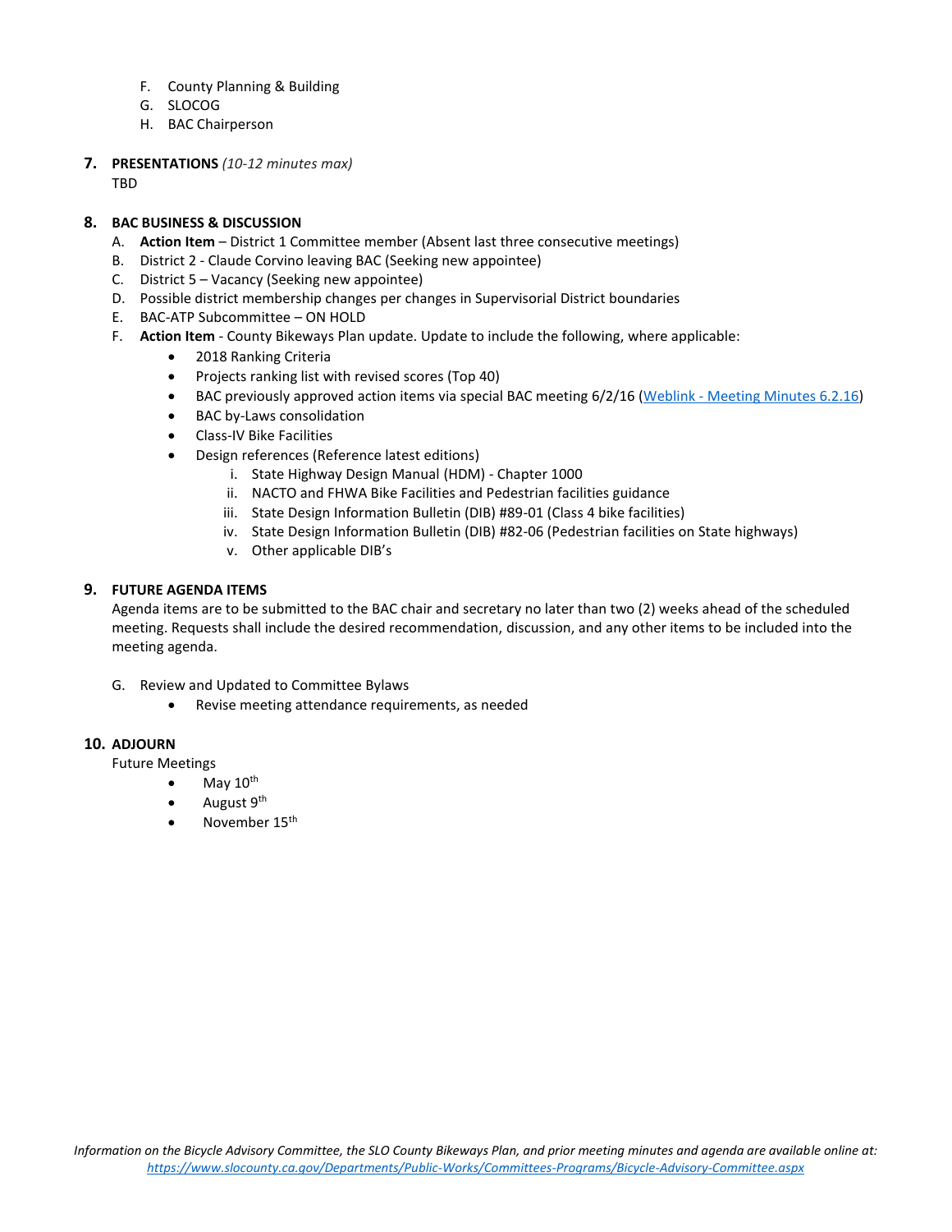F. County Planning & Building
G. SLOCOG
H. BAC Chairperson

**7. PRESENTATIONS** *(10-12 minutes max)*

TBD

**8. BAC BUSINESS & DISCUSSION**

A. **Action Item** – District 1 Committee member (Absent last three consecutive meetings)
B. District 2 - Claude Corvino leaving BAC (Seeking new appointee)
C. District 5 – Vacancy (Seeking new appointee)
D. Possible district membership changes per changes in Supervisorial District boundaries
E. BAC-ATP Subcommittee – ON HOLD
F. **Action Item** - County Bikeways Plan update. Update to include the following, where applicable:

- 2018 Ranking Criteria
- Projects ranking list with revised scores (Top 40)
- BAC previously approved action items via special BAC meeting 6/2/16 (Weblink - Meeting Minutes 6.2.16)
- BAC by-Laws consolidation
- Class-IV Bike Facilities
- Design references (Reference latest editions)
    - i. State Highway Design Manual (HDM) - Chapter 1000
    - ii. NACTO and FHWA Bike Facilities and Pedestrian facilities guidance
    - iii. State Design Information Bulletin (DIB) #89-01 (Class 4 bike facilities)
    - iv. State Design Information Bulletin (DIB) #82-06 (Pedestrian facilities on State highways)
    - v. Other applicable DIB's

**9. FUTURE AGENDA ITEMS**

Agenda items are to be submitted to the BAC chair and secretary no later than two (2) weeks ahead of the scheduled meeting. Requests shall include the desired recommendation, discussion, and any other items to be included into the meeting agenda.

G. Review and Updated to Committee Bylaws

- Revise meeting attendance requirements, as needed

**10. ADJOURN**

Future Meetings

- May 10th
- August 9th
- November 15th

*Information on the Bicycle Advisory Committee, the SLO County Bikeways Plan, and prior meeting minutes and agenda are available online at: https://www.slocounty.ca.gov/Departments/Public-Works/Committees-Programs/Bicycle-Advisory-Committee.aspx*